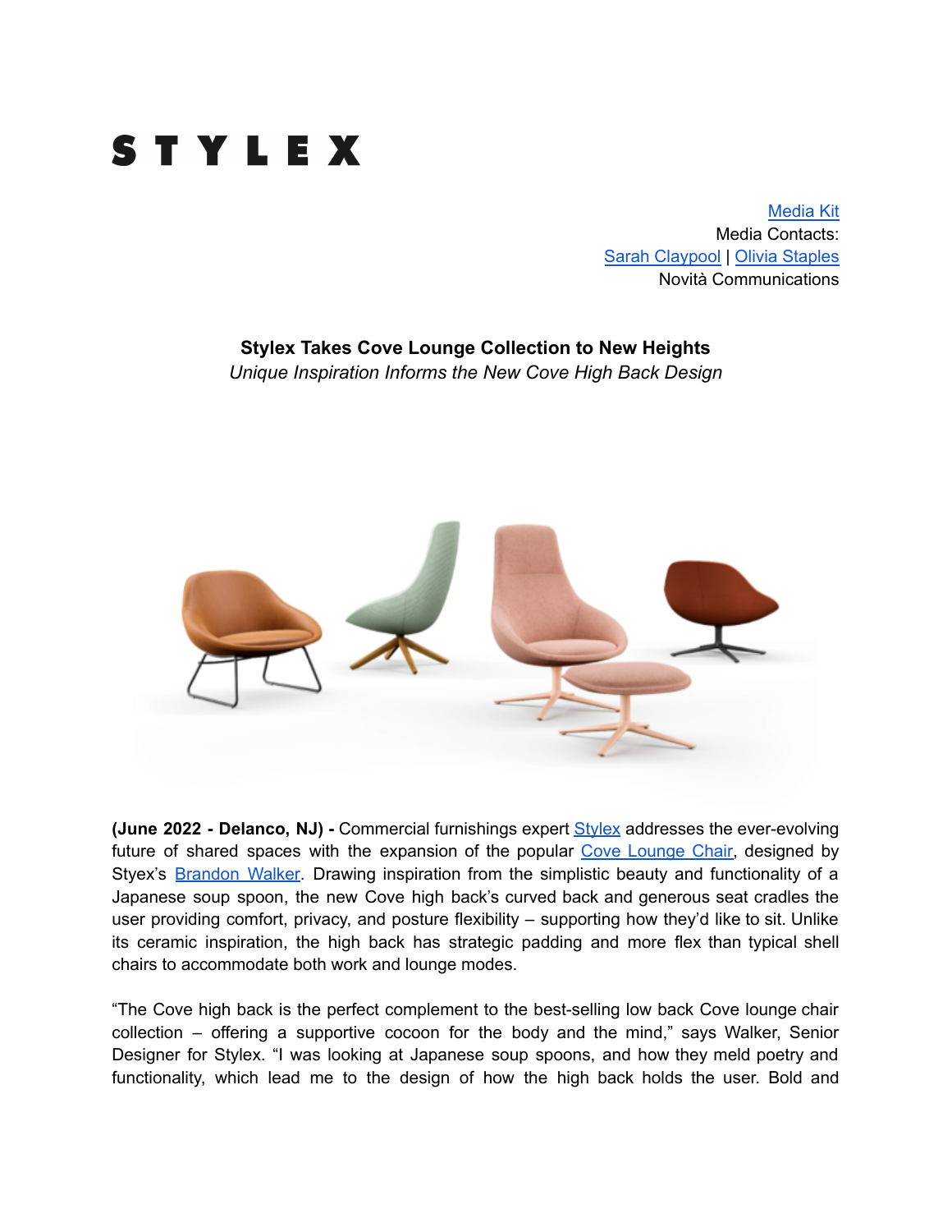# STYLEX

Media Kit
Media Contacts:
Sarah Claypool | Olivia Staples
Novità Communications

**Stylex Takes Cove Lounge Collection to New Heights**

*Unique Inspiration Informs the New Cove High Back Design*

**(June 2022 - Delanco, NJ) -** Commercial furnishings expert Stylex addresses the ever-evolving future of shared spaces with the expansion of the popular Cove Lounge Chair, designed by Styex's Brandon Walker. Drawing inspiration from the simplistic beauty and functionality of a Japanese soup spoon, the new Cove high back's curved back and generous seat cradles the user providing comfort, privacy, and posture flexibility – supporting how they'd like to sit. Unlike its ceramic inspiration, the high back has strategic padding and more flex than typical shell chairs to accommodate both work and lounge modes.

"The Cove high back is the perfect complement to the best-selling low back Cove lounge chair collection – offering a supportive cocoon for the body and the mind," says Walker, Senior Designer for Stylex. "I was looking at Japanese soup spoons, and how they meld poetry and functionality, which lead me to the design of how the high back holds the user. Bold and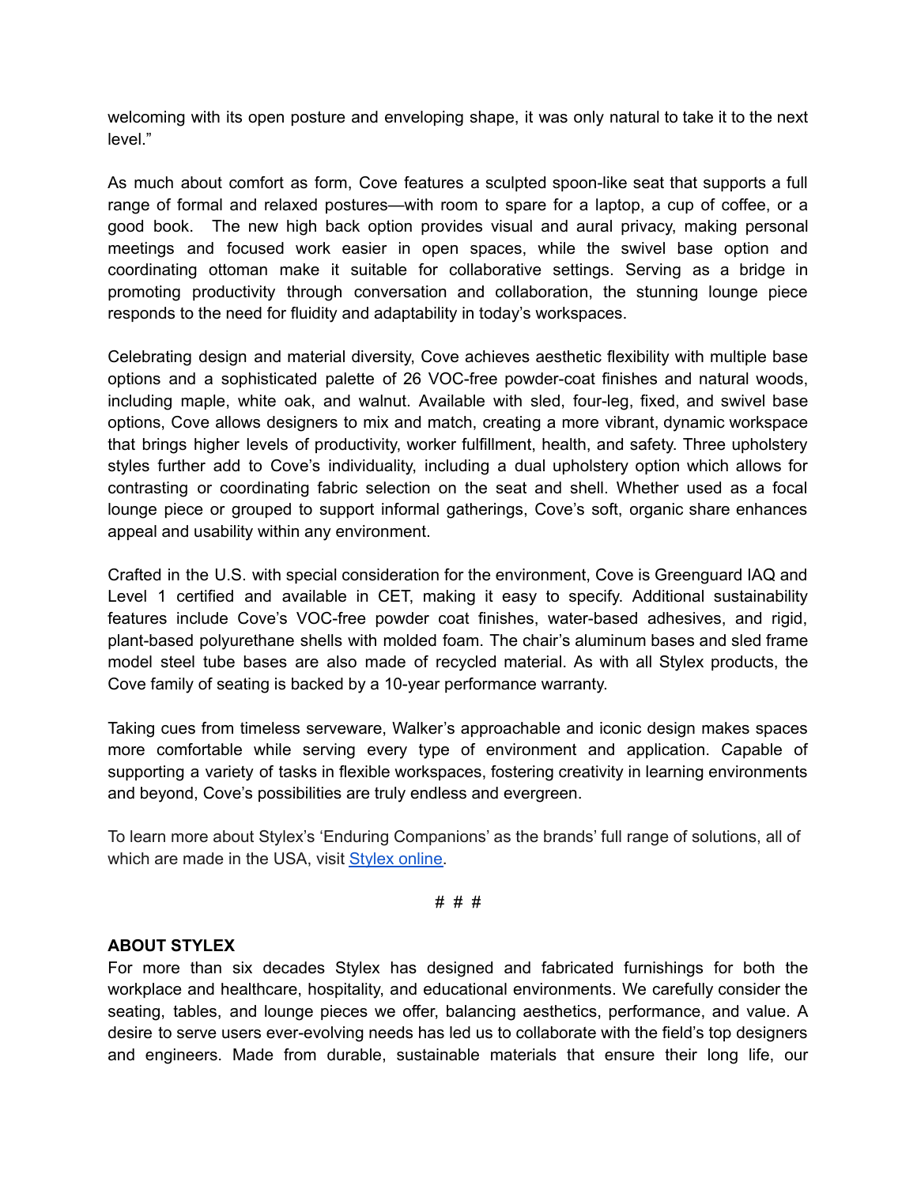welcoming with its open posture and enveloping shape, it was only natural to take it to the next level."

As much about comfort as form, Cove features a sculpted spoon-like seat that supports a full range of formal and relaxed postures—with room to spare for a laptop, a cup of coffee, or a good book. The new high back option provides visual and aural privacy, making personal meetings and focused work easier in open spaces, while the swivel base option and coordinating ottoman make it suitable for collaborative settings. Serving as a bridge in promoting productivity through conversation and collaboration, the stunning lounge piece responds to the need for fluidity and adaptability in today's workspaces.

Celebrating design and material diversity, Cove achieves aesthetic flexibility with multiple base options and a sophisticated palette of 26 VOC-free powder-coat finishes and natural woods, including maple, white oak, and walnut. Available with sled, four-leg, fixed, and swivel base options, Cove allows designers to mix and match, creating a more vibrant, dynamic workspace that brings higher levels of productivity, worker fulfillment, health, and safety. Three upholstery styles further add to Cove's individuality, including a dual upholstery option which allows for contrasting or coordinating fabric selection on the seat and shell. Whether used as a focal lounge piece or grouped to support informal gatherings, Cove's soft, organic share enhances appeal and usability within any environment.

Crafted in the U.S. with special consideration for the environment, Cove is Greenguard IAQ and Level 1 certified and available in CET, making it easy to specify. Additional sustainability features include Cove's VOC-free powder coat finishes, water-based adhesives, and rigid, plant-based polyurethane shells with molded foam. The chair's aluminum bases and sled frame model steel tube bases are also made of recycled material. As with all Stylex products, the Cove family of seating is backed by a 10-year performance warranty.

Taking cues from timeless serveware, Walker's approachable and iconic design makes spaces more comfortable while serving every type of environment and application. Capable of supporting a variety of tasks in flexible workspaces, fostering creativity in learning environments and beyond, Cove's possibilities are truly endless and evergreen.

To learn more about Stylex's 'Enduring Companions' as the brands' full range of solutions, all of which are made in the USA, visit [Stylex online](.).

# # #

**ABOUT STYLEX**

For more than six decades Stylex has designed and fabricated furnishings for both the workplace and healthcare, hospitality, and educational environments. We carefully consider the seating, tables, and lounge pieces we offer, balancing aesthetics, performance, and value. A desire to serve users ever-evolving needs has led us to collaborate with the field's top designers and engineers. Made from durable, sustainable materials that ensure their long life, our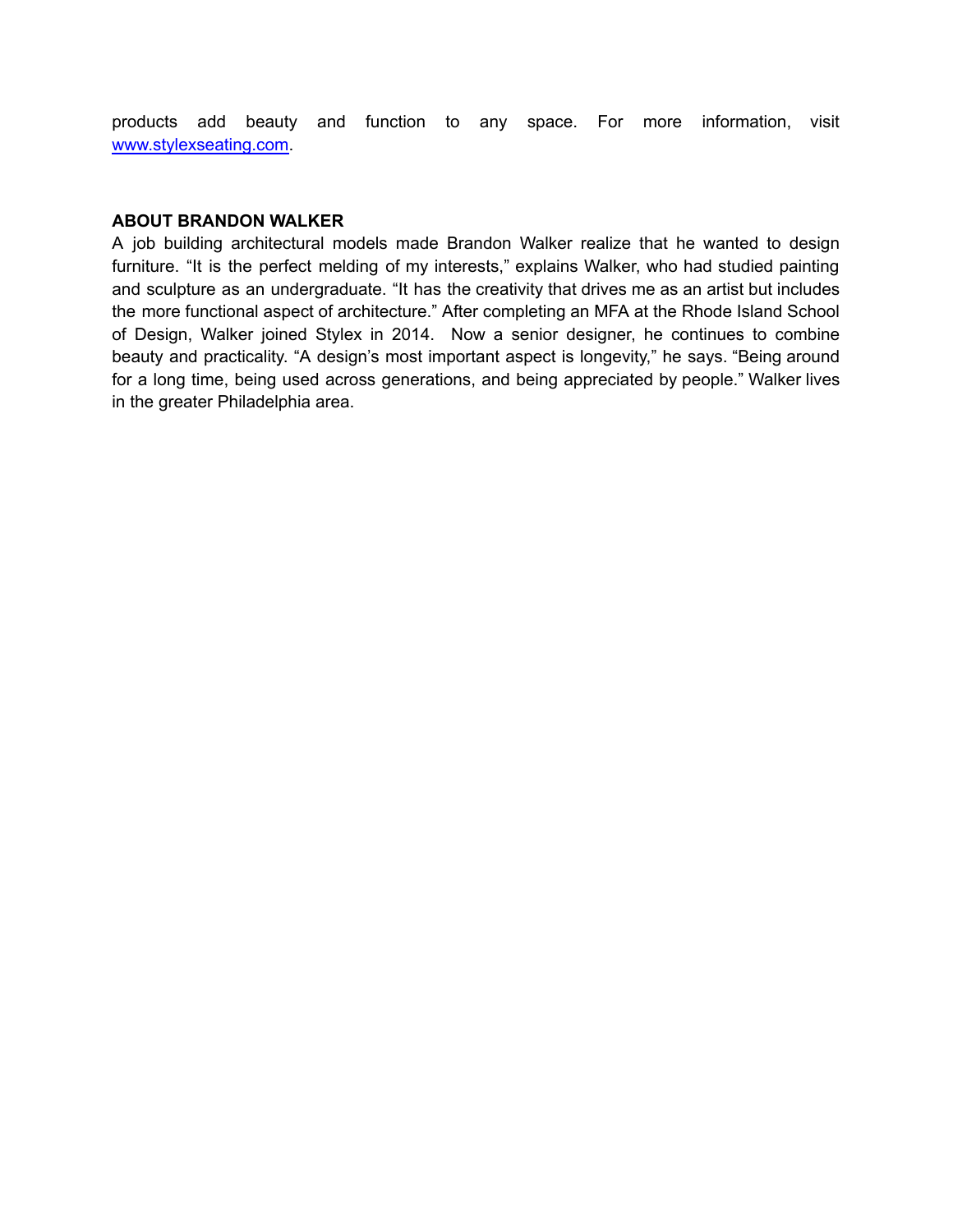products add beauty and function to any space. For more information, visit [www.stylexseating.com](http://www.stylexseating.com).

**ABOUT BRANDON WALKER**

A job building architectural models made Brandon Walker realize that he wanted to design furniture. “It is the perfect melding of my interests,” explains Walker, who had studied painting and sculpture as an undergraduate. “It has the creativity that drives me as an artist but includes the more functional aspect of architecture.” After completing an MFA at the Rhode Island School of Design, Walker joined Stylex in 2014. Now a senior designer, he continues to combine beauty and practicality. “A design’s most important aspect is longevity,” he says. “Being around for a long time, being used across generations, and being appreciated by people.” Walker lives in the greater Philadelphia area.